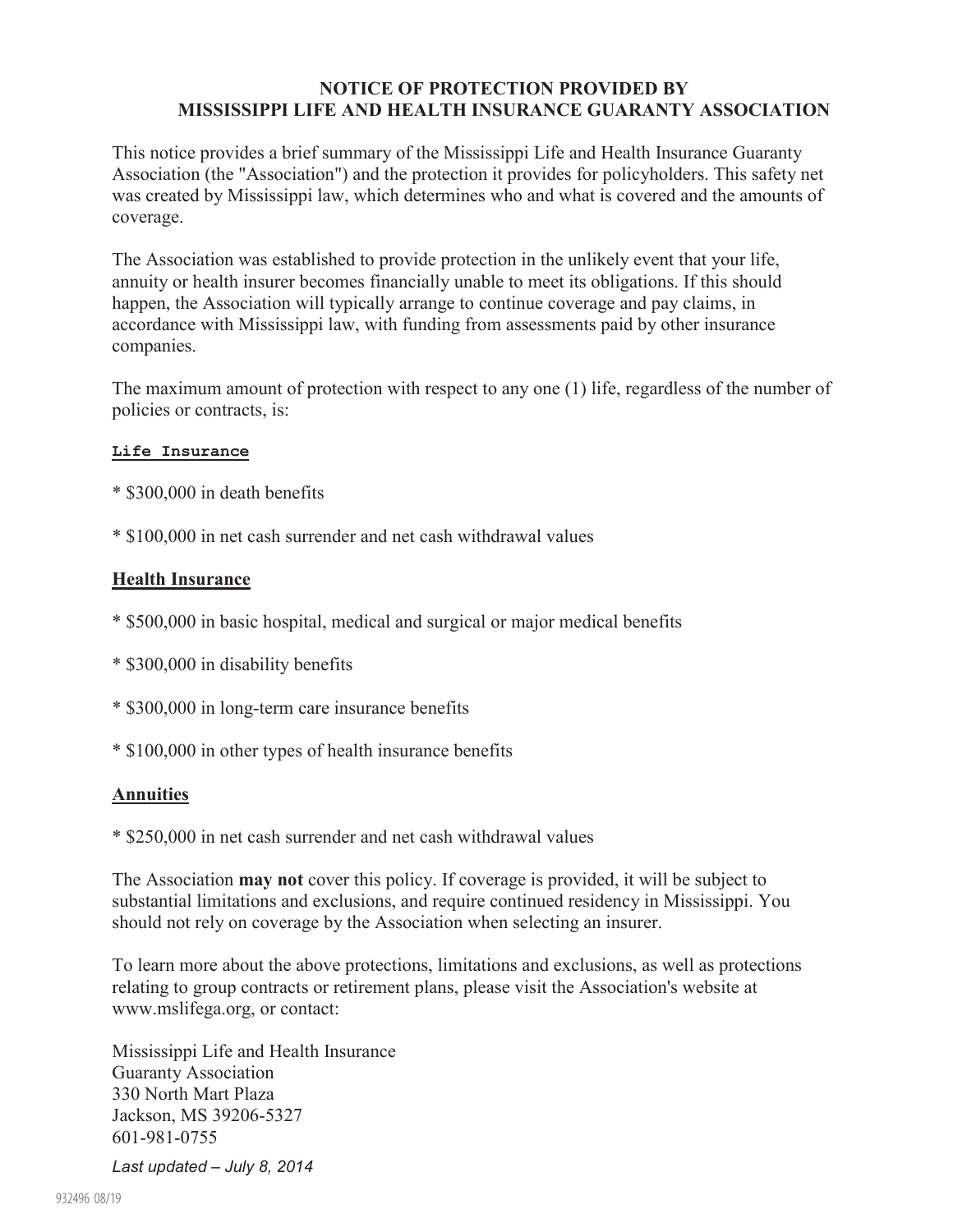# NOTICE OF PROTECTION PROVIDED BY MISSISSIPPI LIFE AND HEALTH INSURANCE GUARANTY ASSOCIATION

This notice provides a brief summary of the Mississippi Life and Health Insurance Guaranty Association (the "Association") and the protection it provides for policyholders. This safety net was created by Mississippi law, which determines who and what is covered and the amounts of coverage.

The Association was established to provide protection in the unlikely event that your life, annuity or health insurer becomes financially unable to meet its obligations. If this should happen, the Association will typically arrange to continue coverage and pay claims, in accordance with Mississippi law, with funding from assessments paid by other insurance companies.

The maximum amount of protection with respect to any one (1) life, regardless of the number of policies or contracts, is:

**Life Insurance**

* $300,000 in death benefits

* $100,000 in net cash surrender and net cash withdrawal values

**Health Insurance**

* $500,000 in basic hospital, medical and surgical or major medical benefits

* $300,000 in disability benefits

* $300,000 in long-term care insurance benefits

* $100,000 in other types of health insurance benefits

**Annuities**

* $250,000 in net cash surrender and net cash withdrawal values

The Association **may not** cover this policy. If coverage is provided, it will be subject to substantial limitations and exclusions, and require continued residency in Mississippi. You should not rely on coverage by the Association when selecting an insurer.

To learn more about the above protections, limitations and exclusions, as well as protections relating to group contracts or retirement plans, please visit the Association's website at www.mslifega.org, or contact:

Mississippi Life and Health Insurance
Guaranty Association
330 North Mart Plaza
Jackson, MS 39206-5327
601-981-0755

*Last updated – July 8, 2014*

932496 08/19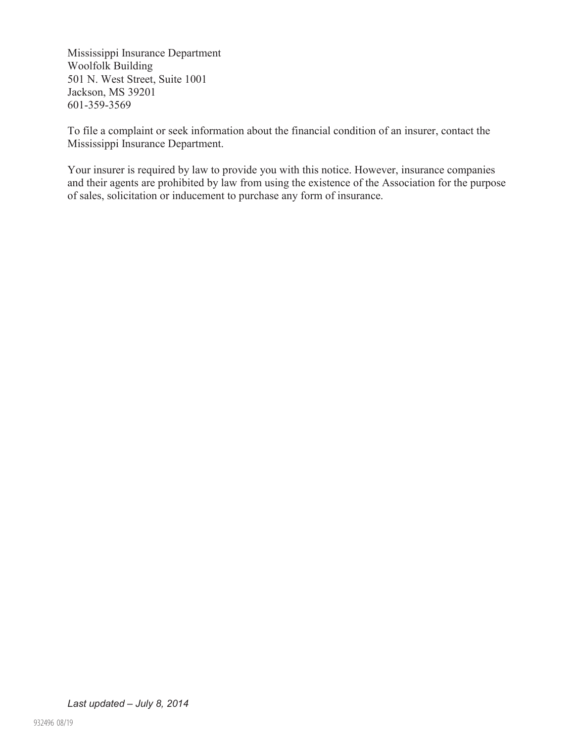Mississippi Insurance Department
Woolfolk Building
501 N. West Street, Suite 1001
Jackson, MS 39201
601-359-3569

To file a complaint or seek information about the financial condition of an insurer, contact the Mississippi Insurance Department.

Your insurer is required by law to provide you with this notice. However, insurance companies and their agents are prohibited by law from using the existence of the Association for the purpose of sales, solicitation or inducement to purchase any form of insurance.

*Last updated – July 8, 2014*

932496 08/19